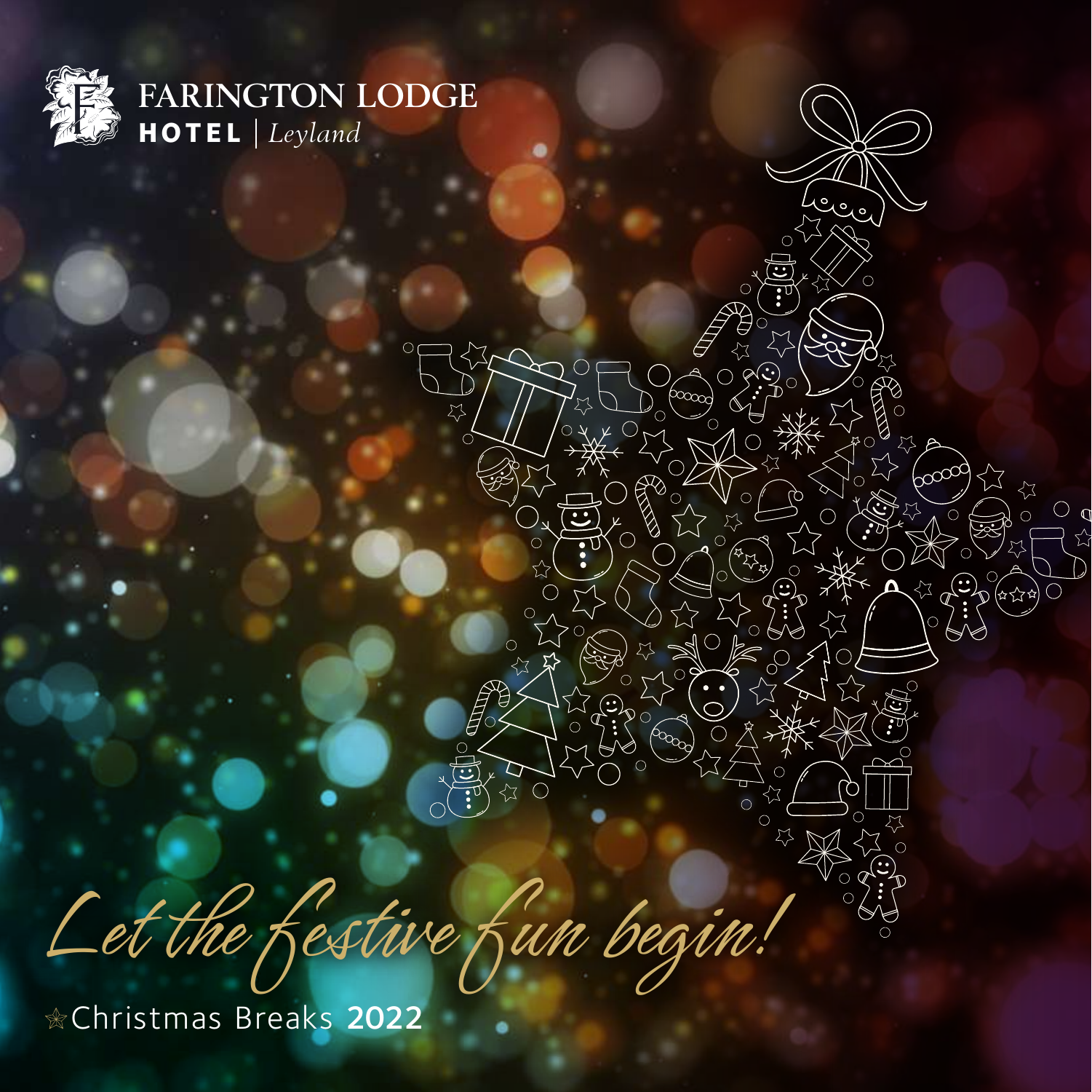FARINGTON LODGE
HOTEL | *Leyland*

# *Let the festive fun begin!*

Christmas Breaks **2022**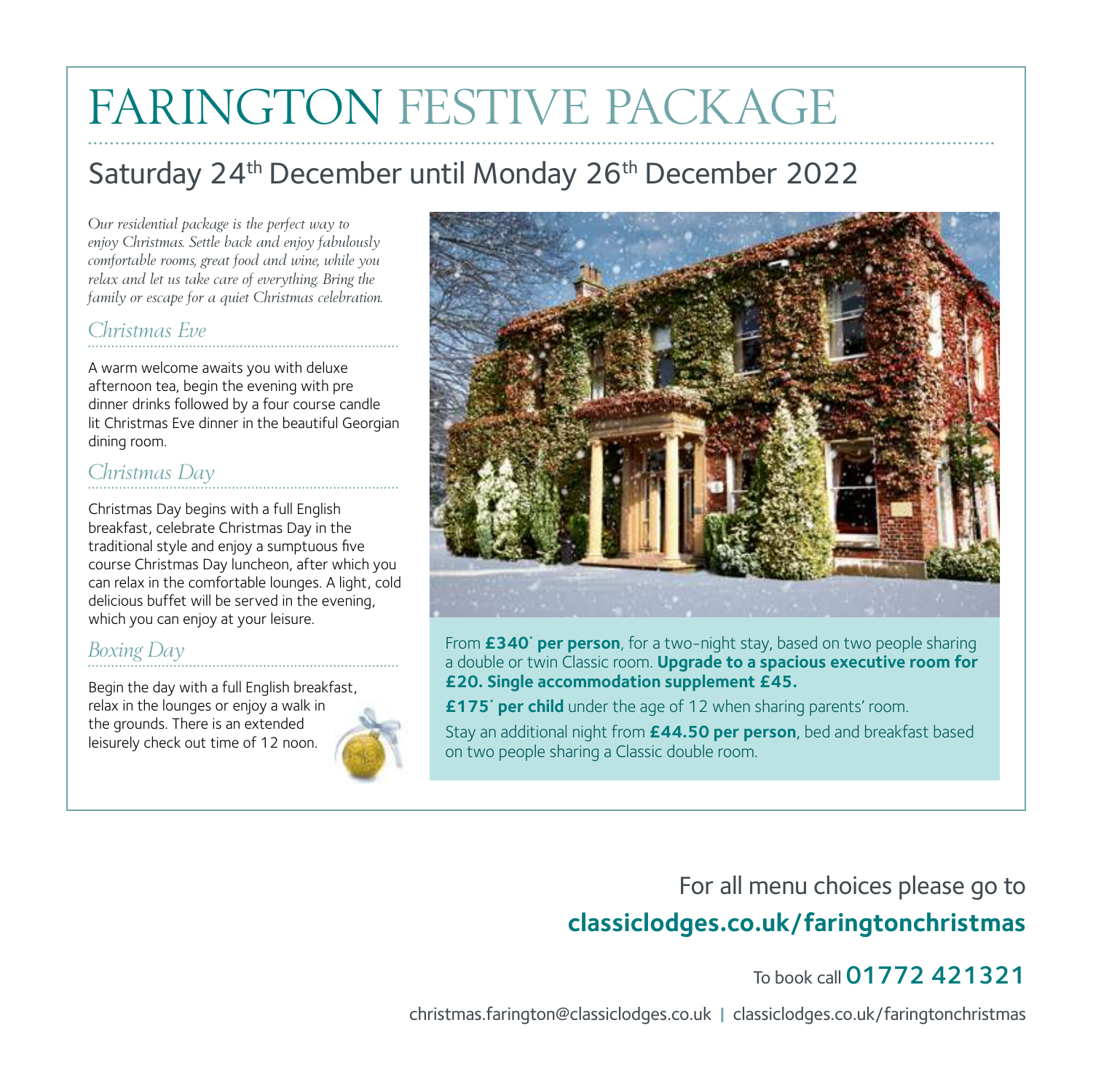# FARINGTON FESTIVE PACKAGE

## Saturday 24th December until Monday 26th December 2022

*Our residential package is the perfect way to enjoy Christmas. Settle back and enjoy fabulously comfortable rooms, great food and wine, while you relax and let us take care of everything. Bring the family or escape for a quiet Christmas celebration.*

### *Christmas Eve*

A warm welcome awaits you with deluxe afternoon tea, begin the evening with pre dinner drinks followed by a four course candle lit Christmas Eve dinner in the beautiful Georgian dining room.

### *Christmas Day*

Christmas Day begins with a full English breakfast, celebrate Christmas Day in the traditional style and enjoy a sumptuous five course Christmas Day luncheon, after which you can relax in the comfortable lounges. A light, cold delicious buffet will be served in the evening, which you can enjoy at your leisure.

### *Boxing Day*

Begin the day with a full English breakfast, relax in the lounges or enjoy a walk in the grounds. There is an extended leisurely check out time of 12 noon.

From **£340* per person**, for a two-night stay, based on two people sharing a double or twin Classic room. **Upgrade to a spacious executive room for £20. Single accommodation supplement £45.**

**£175* per child** under the age of 12 when sharing parents' room.

Stay an additional night from **£44.50 per person**, bed and breakfast based on two people sharing a Classic double room.

For all menu choices please go to

**classiclodges.co.uk/faringtonchristmas**

To book call **01772 421321**

christmas.farington@classiclodges.co.uk | classiclodges.co.uk/faringtonchristmas